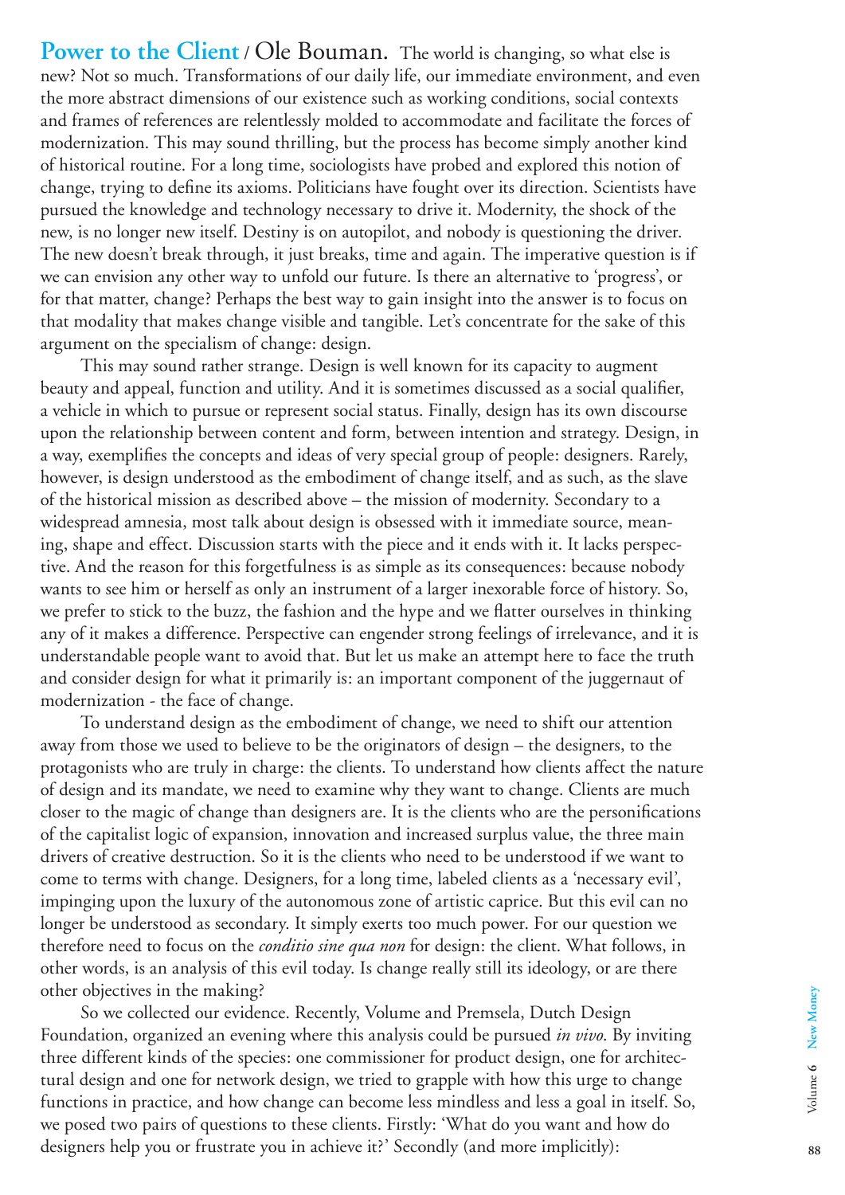**Power to the Client** / Ole Bouman. The world is changing, so what else is new? Not so much. Transformations of our daily life, our immediate environment, and even the more abstract dimensions of our existence such as working conditions, social contexts and frames of references are relentlessly molded to accommodate and facilitate the forces of modernization. This may sound thrilling, but the process has become simply another kind of historical routine. For a long time, sociologists have probed and explored this notion of change, trying to define its axioms. Politicians have fought over its direction. Scientists have pursued the knowledge and technology necessary to drive it. Modernity, the shock of the new, is no longer new itself. Destiny is on autopilot, and nobody is questioning the driver. The new doesn't break through, it just breaks, time and again. The imperative question is if we can envision any other way to unfold our future. Is there an alternative to 'progress', or for that matter, change? Perhaps the best way to gain insight into the answer is to focus on that modality that makes change visible and tangible. Let's concentrate for the sake of this argument on the specialism of change: design.

This may sound rather strange. Design is well known for its capacity to augment beauty and appeal, function and utility. And it is sometimes discussed as a social qualifier, a vehicle in which to pursue or represent social status. Finally, design has its own discourse upon the relationship between content and form, between intention and strategy. Design, in a way, exemplifies the concepts and ideas of very special group of people: designers. Rarely, however, is design understood as the embodiment of change itself, and as such, as the slave of the historical mission as described above – the mission of modernity. Secondary to a widespread amnesia, most talk about design is obsessed with it immediate source, meaning, shape and effect. Discussion starts with the piece and it ends with it. It lacks perspective. And the reason for this forgetfulness is as simple as its consequences: because nobody wants to see him or herself as only an instrument of a larger inexorable force of history. So, we prefer to stick to the buzz, the fashion and the hype and we flatter ourselves in thinking any of it makes a difference. Perspective can engender strong feelings of irrelevance, and it is understandable people want to avoid that. But let us make an attempt here to face the truth and consider design for what it primarily is: an important component of the juggernaut of modernization - the face of change.

To understand design as the embodiment of change, we need to shift our attention away from those we used to believe to be the originators of design – the designers, to the protagonists who are truly in charge: the clients. To understand how clients affect the nature of design and its mandate, we need to examine why they want to change. Clients are much closer to the magic of change than designers are. It is the clients who are the personifications of the capitalist logic of expansion, innovation and increased surplus value, the three main drivers of creative destruction. So it is the clients who need to be understood if we want to come to terms with change. Designers, for a long time, labeled clients as a 'necessary evil', impinging upon the luxury of the autonomous zone of artistic caprice. But this evil can no longer be understood as secondary. It simply exerts too much power. For our question we therefore need to focus on the *conditio sine qua non* for design: the client. What follows, in other words, is an analysis of this evil today. Is change really still its ideology, or are there other objectives in the making?

So we collected our evidence. Recently, Volume and Premsela, Dutch Design Foundation, organized an evening where this analysis could be pursued *in vivo*. By inviting three different kinds of the species: one commissioner for product design, one for architectural design and one for network design, we tried to grapple with how this urge to change functions in practice, and how change can become less mindless and less a goal in itself. So, we posed two pairs of questions to these clients. Firstly: 'What do you want and how do designers help you or frustrate you in achieve it?' Secondly (and more implicitly):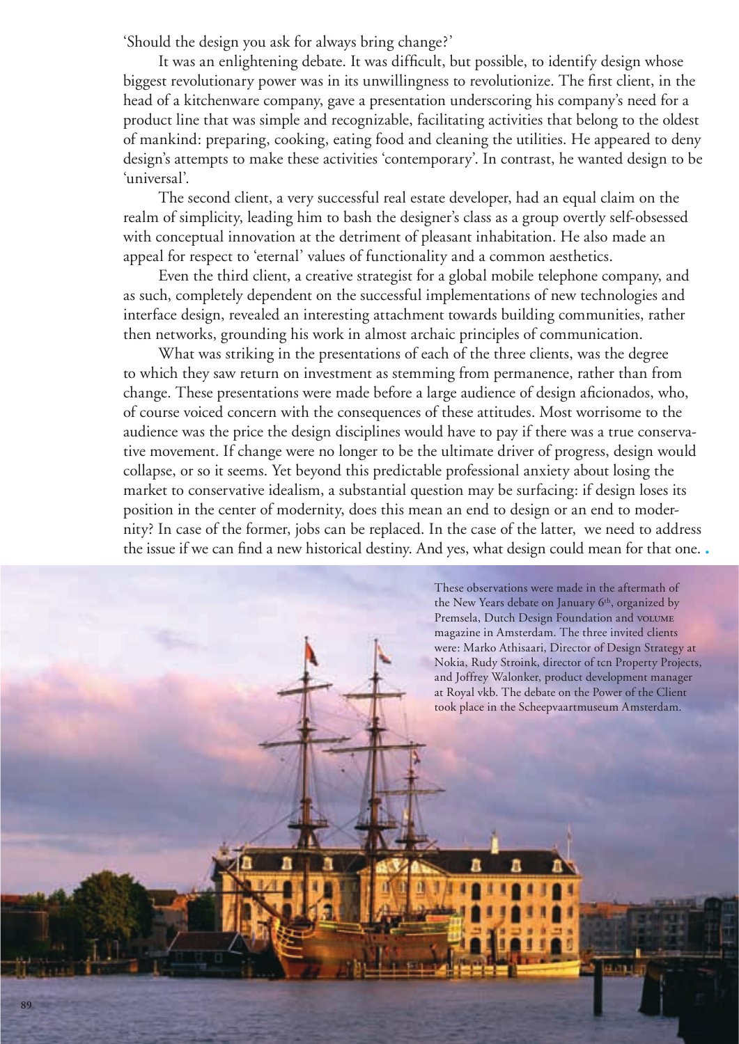'Should the design you ask for always bring change?'

It was an enlightening debate. It was difficult, but possible, to identify design whose biggest revolutionary power was in its unwillingness to revolutionize. The first client, in the head of a kitchenware company, gave a presentation underscoring his company's need for a product line that was simple and recognizable, facilitating activities that belong to the oldest of mankind: preparing, cooking, eating food and cleaning the utilities. He appeared to deny design's attempts to make these activities 'contemporary'. In contrast, he wanted design to be 'universal'.

The second client, a very successful real estate developer, had an equal claim on the realm of simplicity, leading him to bash the designer's class as a group overtly self-obsessed with conceptual innovation at the detriment of pleasant inhabitation. He also made an appeal for respect to 'eternal' values of functionality and a common aesthetics.

Even the third client, a creative strategist for a global mobile telephone company, and as such, completely dependent on the successful implementations of new technologies and interface design, revealed an interesting attachment towards building communities, rather then networks, grounding his work in almost archaic principles of communication.

What was striking in the presentations of each of the three clients, was the degree to which they saw return on investment as stemming from permanence, rather than from change. These presentations were made before a large audience of design aficionados, who, of course voiced concern with the consequences of these attitudes. Most worrisome to the audience was the price the design disciplines would have to pay if there was a true conservative movement. If change were no longer to be the ultimate driver of progress, design would collapse, or so it seems. Yet beyond this predictable professional anxiety about losing the market to conservative idealism, a substantial question may be surfacing: if design loses its position in the center of modernity, does this mean an end to design or an end to modernity? In case of the former, jobs can be replaced. In the case of the latter, we need to address the issue if we can find a new historical destiny. And yes, what design could mean for that one.

These observations were made in the aftermath of the New Years debate on January 6th, organized by Premsela, Dutch Design Foundation and VOLUME magazine in Amsterdam. The three invited clients were: Marko Athisaari, Director of Design Strategy at Nokia, Rudy Stroink, director of tcn Property Projects, and Joffrey Walonker, product development manager at Royal vkb. The debate on the Power of the Client took place in the Scheepvaartmuseum Amsterdam.